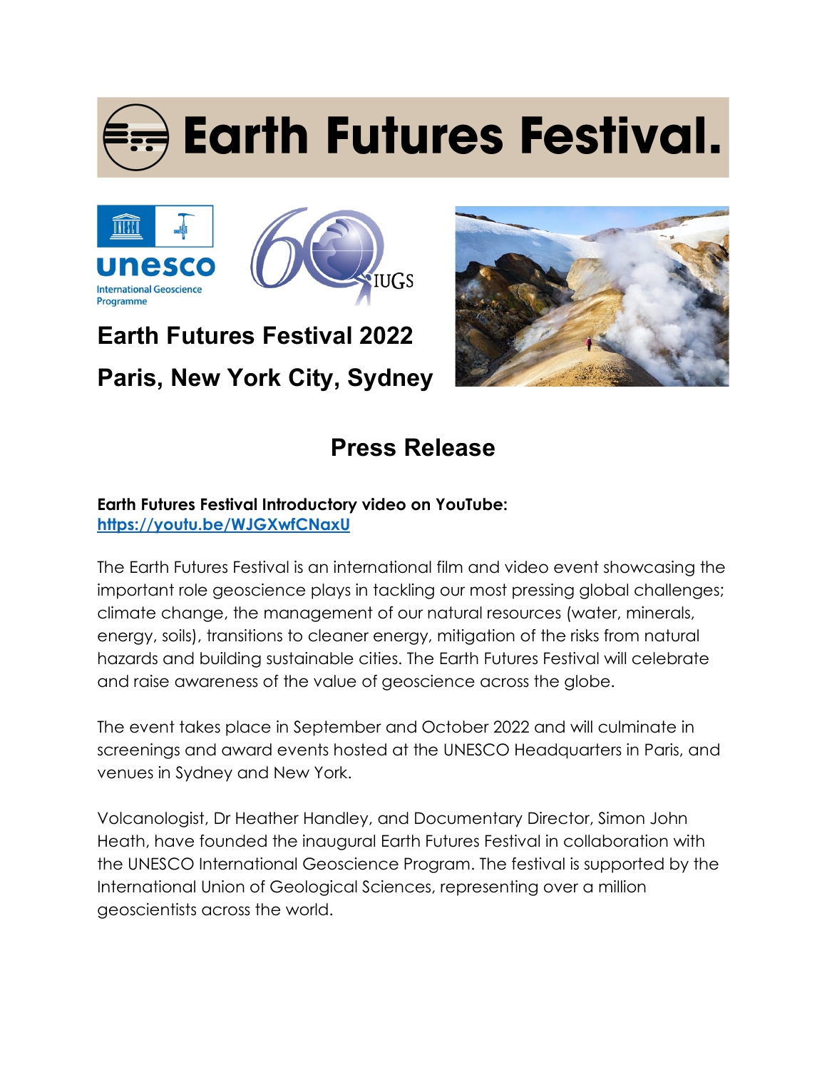# Earth Futures Festival.

## Earth Futures Festival 2022

## Paris, New York City, Sydney

## Press Release

**Earth Futures Festival Introductory video on YouTube:**
**https://youtu.be/WJGXwfCNaxU**

The Earth Futures Festival is an international film and video event showcasing the important role geoscience plays in tackling our most pressing global challenges; climate change, the management of our natural resources (water, minerals, energy, soils), transitions to cleaner energy, mitigation of the risks from natural hazards and building sustainable cities. The Earth Futures Festival will celebrate and raise awareness of the value of geoscience across the globe.

The event takes place in September and October 2022 and will culminate in screenings and award events hosted at the UNESCO Headquarters in Paris, and venues in Sydney and New York.

Volcanologist, Dr Heather Handley, and Documentary Director, Simon John Heath, have founded the inaugural Earth Futures Festival in collaboration with the UNESCO International Geoscience Program. The festival is supported by the International Union of Geological Sciences, representing over a million geoscientists across the world.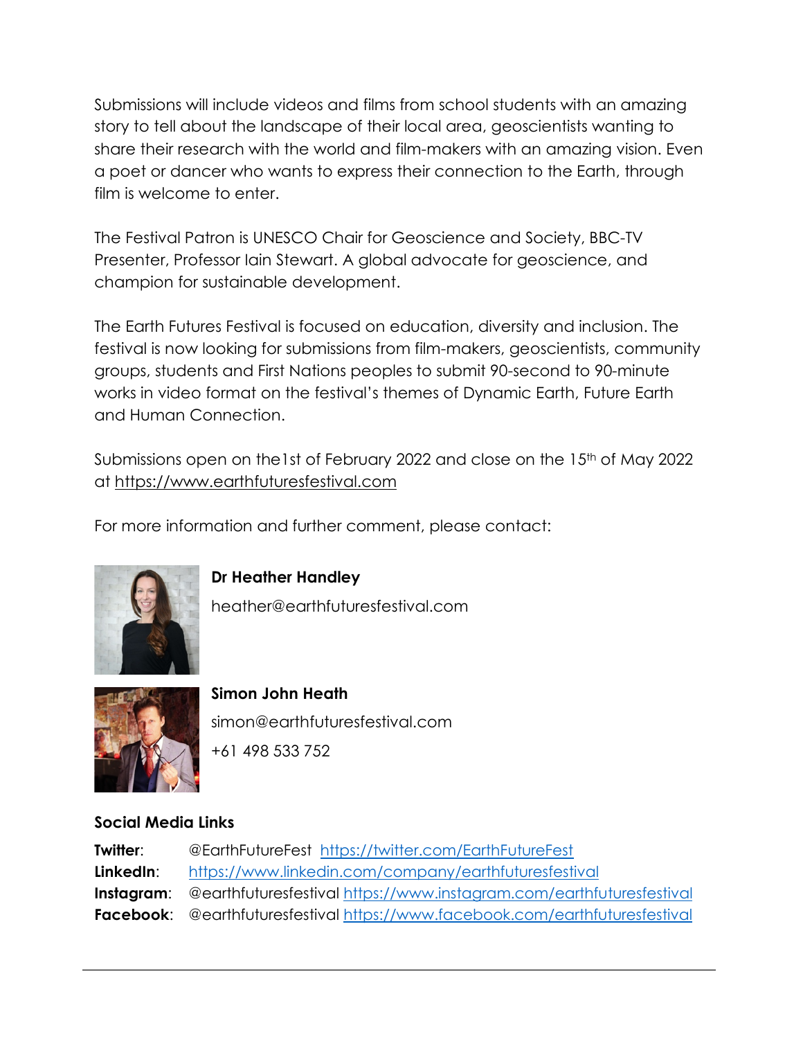Submissions will include videos and films from school students with an amazing story to tell about the landscape of their local area, geoscientists wanting to share their research with the world and film-makers with an amazing vision. Even a poet or dancer who wants to express their connection to the Earth, through film is welcome to enter.

The Festival Patron is UNESCO Chair for Geoscience and Society, BBC-TV Presenter, Professor Iain Stewart. A global advocate for geoscience, and champion for sustainable development.

The Earth Futures Festival is focused on education, diversity and inclusion. The festival is now looking for submissions from film-makers, geoscientists, community groups, students and First Nations peoples to submit 90-second to 90-minute works in video format on the festival's themes of Dynamic Earth, Future Earth and Human Connection.

Submissions open on the1st of February 2022 and close on the 15th of May 2022 at https://www.earthfuturesfestival.com

For more information and further comment, please contact:

**Dr Heather Handley**

heather@earthfuturesfestival.com

**Simon John Heath**

simon@earthfuturesfestival.com

+61 498 533 752

**Social Media Links**

**Twitter**: @EarthFutureFest https://twitter.com/EarthFutureFest
**LinkedIn**: https://www.linkedin.com/company/earthfuturesfestival
**Instagram**: @earthfuturesfestival https://www.instagram.com/earthfuturesfestival
**Facebook**: @earthfuturesfestival https://www.facebook.com/earthfuturesfestival